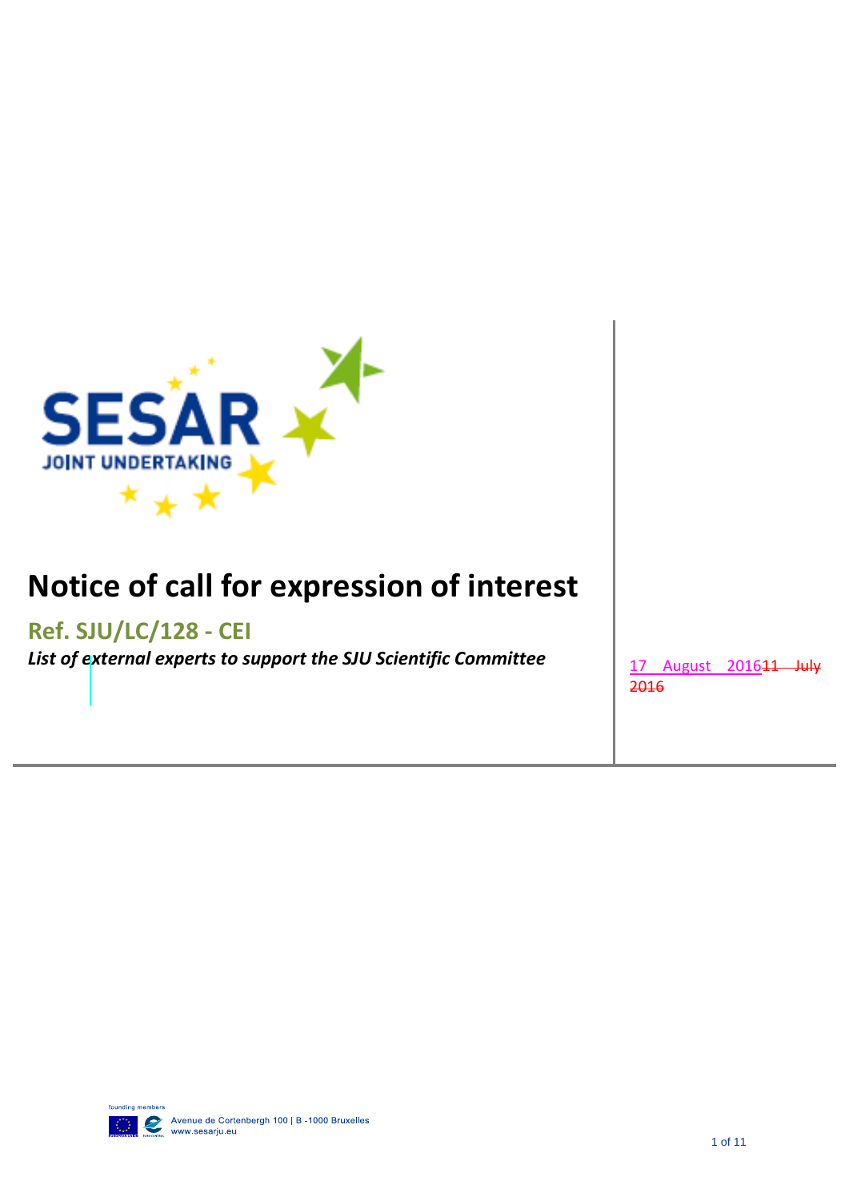# Notice of call for expression of interest

## Ref. SJU/LC/128 - CEI

***List of external experts to support the SJU Scientific Committee***

17 August 2016~~11 July 2016~~

founding members

Avenue de Cortenbergh 100 | B -1000 Bruxelles
www.sesarju.eu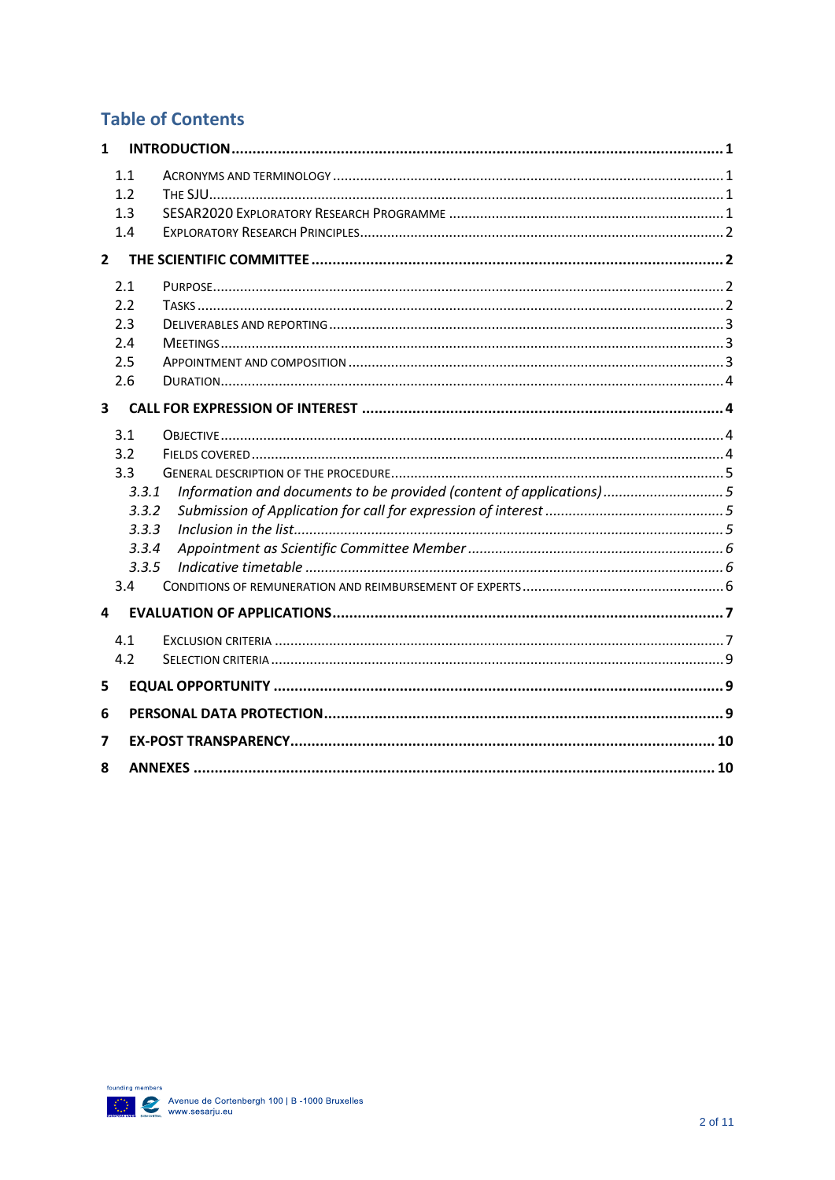## Table of Contents

- **1 INTRODUCTION** ..... 1
  - 1.1 Acronyms and terminology ..... 1
  - 1.2 The SJU ..... 1
  - 1.3 SESAR2020 Exploratory Research Programme ..... 1
  - 1.4 Exploratory Research Principles ..... 2
- **2 THE SCIENTIFIC COMMITTEE** ..... 2
  - 2.1 Purpose ..... 2
  - 2.2 Tasks ..... 2
  - 2.3 Deliverables and reporting ..... 3
  - 2.4 Meetings ..... 3
  - 2.5 Appointment and composition ..... 3
  - 2.6 Duration ..... 4
- **3 CALL FOR EXPRESSION OF INTEREST** ..... 4
  - 3.1 Objective ..... 4
  - 3.2 Fields covered ..... 4
  - 3.3 General description of the procedure ..... 5
    - *3.3.1 Information and documents to be provided (content of applications)* ..... 5
    - *3.3.2 Submission of Application for call for expression of interest* ..... 5
    - *3.3.3 Inclusion in the list* ..... 5
    - *3.3.4 Appointment as Scientific Committee Member* ..... 6
    - *3.3.5 Indicative timetable* ..... 6
  - 3.4 Conditions of remuneration and reimbursement of experts ..... 6
- **4 EVALUATION OF APPLICATIONS** ..... 7
  - 4.1 Exclusion criteria ..... 7
  - 4.2 Selection criteria ..... 9
- **5 EQUAL OPPORTUNITY** ..... 9
- **6 PERSONAL DATA PROTECTION** ..... 9
- **7 EX-POST TRANSPARENCY** ..... 10
- **8 ANNEXES** ..... 10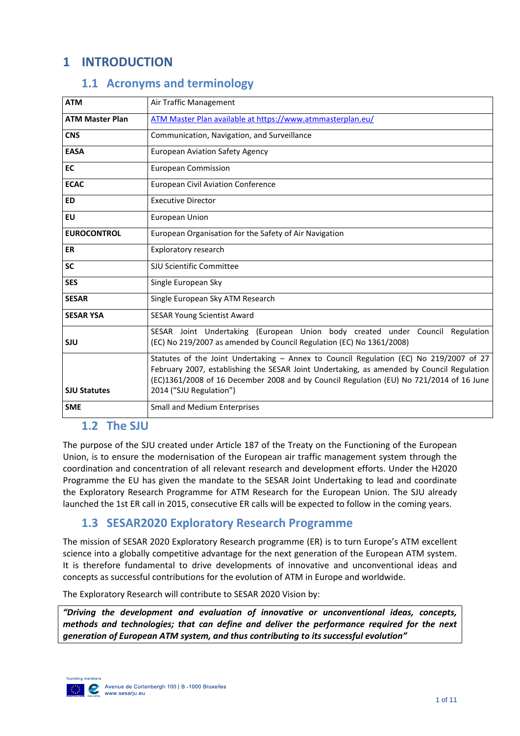# 1 INTRODUCTION

## 1.1 Acronyms and terminology

| | |
|---|---|
| **ATM** | Air Traffic Management |
| **ATM Master Plan** | ATM Master Plan available at https://www.atmmasterplan.eu/ |
| **CNS** | Communication, Navigation, and Surveillance |
| **EASA** | European Aviation Safety Agency |
| **EC** | European Commission |
| **ECAC** | European Civil Aviation Conference |
| **ED** | Executive Director |
| **EU** | European Union |
| **EUROCONTROL** | European Organisation for the Safety of Air Navigation |
| **ER** | Exploratory research |
| **SC** | SJU Scientific Committee |
| **SES** | Single European Sky |
| **SESAR** | Single European Sky ATM Research |
| **SESAR YSA** | SESAR Young Scientist Award |
| **SJU** | SESAR Joint Undertaking (European Union body created under Council Regulation (EC) No 219/2007 as amended by Council Regulation (EC) No 1361/2008) |
| **SJU Statutes** | Statutes of the Joint Undertaking – Annex to Council Regulation (EC) No 219/2007 of 27 February 2007, establishing the SESAR Joint Undertaking, as amended by Council Regulation (EC)1361/2008 of 16 December 2008 and by Council Regulation (EU) No 721/2014 of 16 June 2014 ("SJU Regulation") |
| **SME** | Small and Medium Enterprises |

## 1.2 The SJU

The purpose of the SJU created under Article 187 of the Treaty on the Functioning of the European Union, is to ensure the modernisation of the European air traffic management system through the coordination and concentration of all relevant research and development efforts. Under the H2020 Programme the EU has given the mandate to the SESAR Joint Undertaking to lead and coordinate the Exploratory Research Programme for ATM Research for the European Union. The SJU already launched the 1st ER call in 2015, consecutive ER calls will be expected to follow in the coming years.

## 1.3 SESAR2020 Exploratory Research Programme

The mission of SESAR 2020 Exploratory Research programme (ER) is to turn Europe's ATM excellent science into a globally competitive advantage for the next generation of the European ATM system. It is therefore fundamental to drive developments of innovative and unconventional ideas and concepts as successful contributions for the evolution of ATM in Europe and worldwide.

The Exploratory Research will contribute to SESAR 2020 Vision by:

***"Driving the development and evaluation of innovative or unconventional ideas, concepts, methods and technologies; that can define and deliver the performance required for the next generation of European ATM system, and thus contributing to its successful evolution"***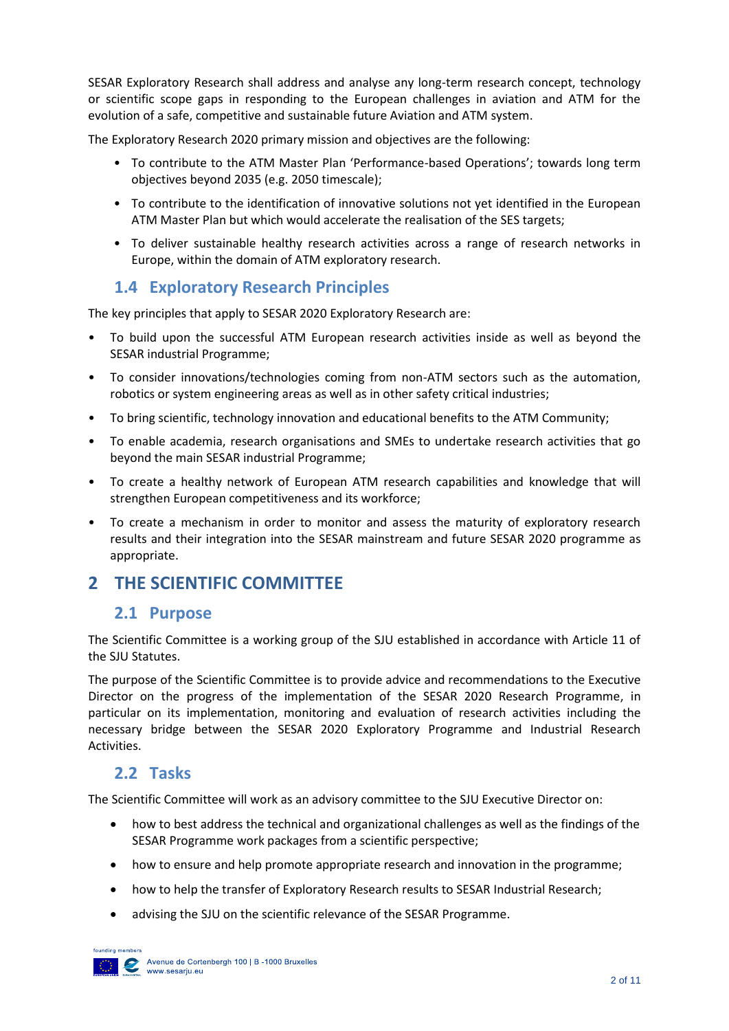SESAR Exploratory Research shall address and analyse any long-term research concept, technology or scientific scope gaps in responding to the European challenges in aviation and ATM for the evolution of a safe, competitive and sustainable future Aviation and ATM system.

The Exploratory Research 2020 primary mission and objectives are the following:

- To contribute to the ATM Master Plan 'Performance-based Operations'; towards long term objectives beyond 2035 (e.g. 2050 timescale);
- To contribute to the identification of innovative solutions not yet identified in the European ATM Master Plan but which would accelerate the realisation of the SES targets;
- To deliver sustainable healthy research activities across a range of research networks in Europe, within the domain of ATM exploratory research.

## 1.4 Exploratory Research Principles

The key principles that apply to SESAR 2020 Exploratory Research are:

- To build upon the successful ATM European research activities inside as well as beyond the SESAR industrial Programme;
- To consider innovations/technologies coming from non-ATM sectors such as the automation, robotics or system engineering areas as well as in other safety critical industries;
- To bring scientific, technology innovation and educational benefits to the ATM Community;
- To enable academia, research organisations and SMEs to undertake research activities that go beyond the main SESAR industrial Programme;
- To create a healthy network of European ATM research capabilities and knowledge that will strengthen European competitiveness and its workforce;
- To create a mechanism in order to monitor and assess the maturity of exploratory research results and their integration into the SESAR mainstream and future SESAR 2020 programme as appropriate.

# 2 THE SCIENTIFIC COMMITTEE

## 2.1 Purpose

The Scientific Committee is a working group of the SJU established in accordance with Article 11 of the SJU Statutes.

The purpose of the Scientific Committee is to provide advice and recommendations to the Executive Director on the progress of the implementation of the SESAR 2020 Research Programme, in particular on its implementation, monitoring and evaluation of research activities including the necessary bridge between the SESAR 2020 Exploratory Programme and Industrial Research Activities.

## 2.2 Tasks

The Scientific Committee will work as an advisory committee to the SJU Executive Director on:

- how to best address the technical and organizational challenges as well as the findings of the SESAR Programme work packages from a scientific perspective;
- how to ensure and help promote appropriate research and innovation in the programme;
- how to help the transfer of Exploratory Research results to SESAR Industrial Research;
- advising the SJU on the scientific relevance of the SESAR Programme.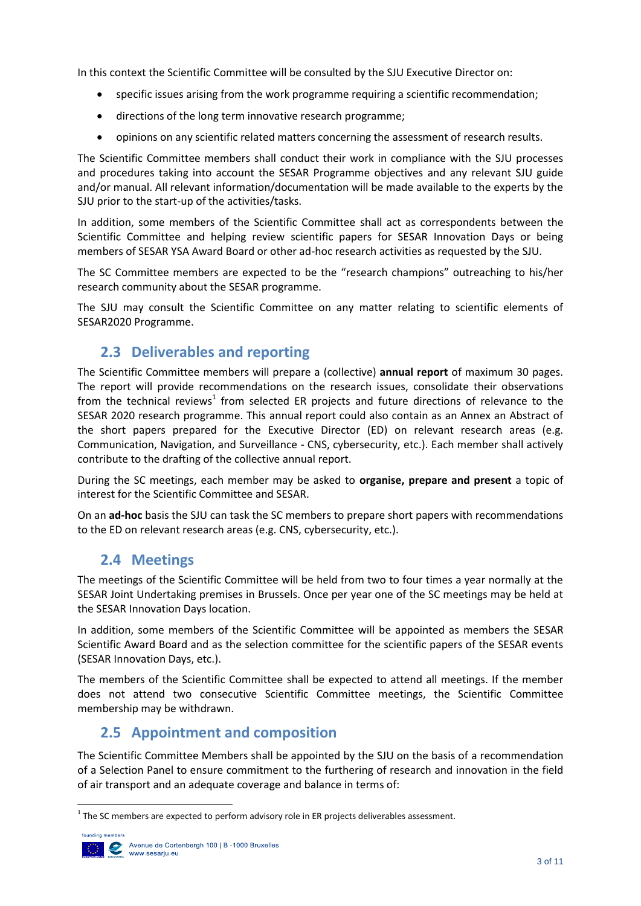In this context the Scientific Committee will be consulted by the SJU Executive Director on:

- specific issues arising from the work programme requiring a scientific recommendation;
- directions of the long term innovative research programme;
- opinions on any scientific related matters concerning the assessment of research results.

The Scientific Committee members shall conduct their work in compliance with the SJU processes and procedures taking into account the SESAR Programme objectives and any relevant SJU guide and/or manual. All relevant information/documentation will be made available to the experts by the SJU prior to the start-up of the activities/tasks.

In addition, some members of the Scientific Committee shall act as correspondents between the Scientific Committee and helping review scientific papers for SESAR Innovation Days or being members of SESAR YSA Award Board or other ad-hoc research activities as requested by the SJU.

The SC Committee members are expected to be the "research champions" outreaching to his/her research community about the SESAR programme.

The SJU may consult the Scientific Committee on any matter relating to scientific elements of SESAR2020 Programme.

## 2.3 Deliverables and reporting

The Scientific Committee members will prepare a (collective) **annual report** of maximum 30 pages. The report will provide recommendations on the research issues, consolidate their observations from the technical reviews[1] from selected ER projects and future directions of relevance to the SESAR 2020 research programme. This annual report could also contain as an Annex an Abstract of the short papers prepared for the Executive Director (ED) on relevant research areas (e.g. Communication, Navigation, and Surveillance - CNS, cybersecurity, etc.). Each member shall actively contribute to the drafting of the collective annual report.

During the SC meetings, each member may be asked to **organise, prepare and present** a topic of interest for the Scientific Committee and SESAR.

On an **ad-hoc** basis the SJU can task the SC members to prepare short papers with recommendations to the ED on relevant research areas (e.g. CNS, cybersecurity, etc.).

## 2.4 Meetings

The meetings of the Scientific Committee will be held from two to four times a year normally at the SESAR Joint Undertaking premises in Brussels. Once per year one of the SC meetings may be held at the SESAR Innovation Days location.

In addition, some members of the Scientific Committee will be appointed as members the SESAR Scientific Award Board and as the selection committee for the scientific papers of the SESAR events (SESAR Innovation Days, etc.).

The members of the Scientific Committee shall be expected to attend all meetings. If the member does not attend two consecutive Scientific Committee meetings, the Scientific Committee membership may be withdrawn.

## 2.5 Appointment and composition

The Scientific Committee Members shall be appointed by the SJU on the basis of a recommendation of a Selection Panel to ensure commitment to the furthering of research and innovation in the field of air transport and an adequate coverage and balance in terms of:

---

[1] The SC members are expected to perform advisory role in ER projects deliverables assessment.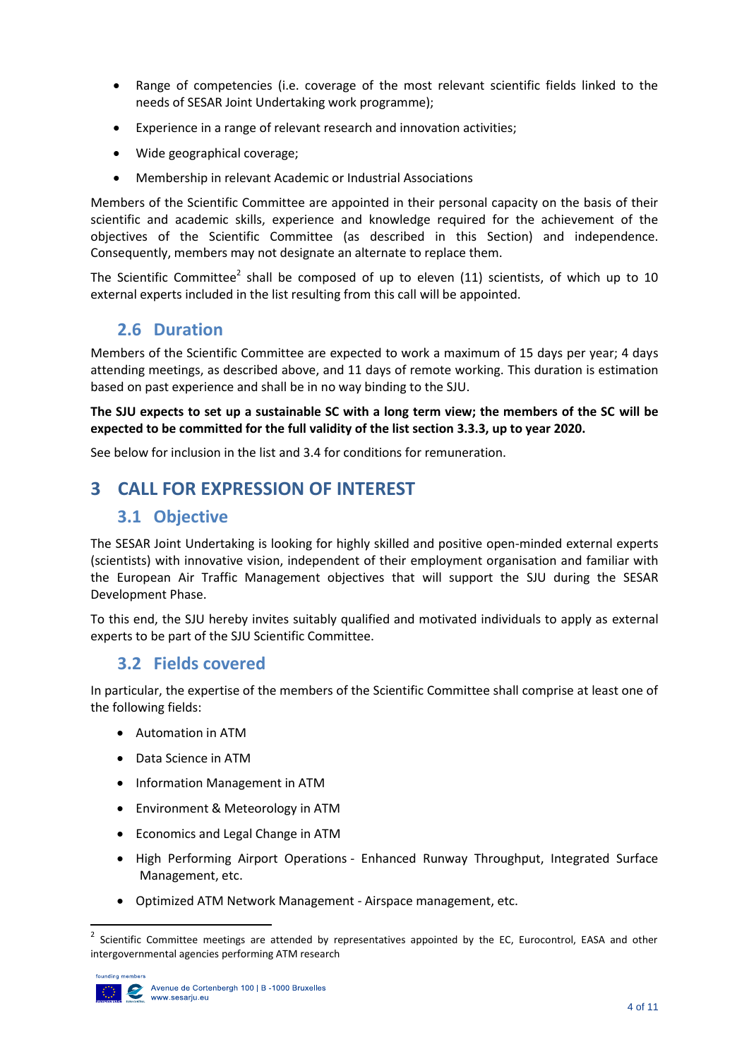- Range of competencies (i.e. coverage of the most relevant scientific fields linked to the needs of SESAR Joint Undertaking work programme);
- Experience in a range of relevant research and innovation activities;
- Wide geographical coverage;
- Membership in relevant Academic or Industrial Associations

Members of the Scientific Committee are appointed in their personal capacity on the basis of their scientific and academic skills, experience and knowledge required for the achievement of the objectives of the Scientific Committee (as described in this Section) and independence. Consequently, members may not designate an alternate to replace them.

The Scientific Committee[2] shall be composed of up to eleven (11) scientists, of which up to 10 external experts included in the list resulting from this call will be appointed.

### 2.6 Duration

Members of the Scientific Committee are expected to work a maximum of 15 days per year; 4 days attending meetings, as described above, and 11 days of remote working. This duration is estimation based on past experience and shall be in no way binding to the SJU.

**The SJU expects to set up a sustainable SC with a long term view; the members of the SC will be expected to be committed for the full validity of the list section 3.3.3, up to year 2020.**

See below for inclusion in the list and 3.4 for conditions for remuneration.

## 3 CALL FOR EXPRESSION OF INTEREST

### 3.1 Objective

The SESAR Joint Undertaking is looking for highly skilled and positive open-minded external experts (scientists) with innovative vision, independent of their employment organisation and familiar with the European Air Traffic Management objectives that will support the SJU during the SESAR Development Phase.

To this end, the SJU hereby invites suitably qualified and motivated individuals to apply as external experts to be part of the SJU Scientific Committee.

### 3.2 Fields covered

In particular, the expertise of the members of the Scientific Committee shall comprise at least one of the following fields:

- Automation in ATM
- Data Science in ATM
- Information Management in ATM
- Environment & Meteorology in ATM
- Economics and Legal Change in ATM
- High Performing Airport Operations - Enhanced Runway Throughput, Integrated Surface Management, etc.
- Optimized ATM Network Management - Airspace management, etc.

[2] Scientific Committee meetings are attended by representatives appointed by the EC, Eurocontrol, EASA and other intergovernmental agencies performing ATM research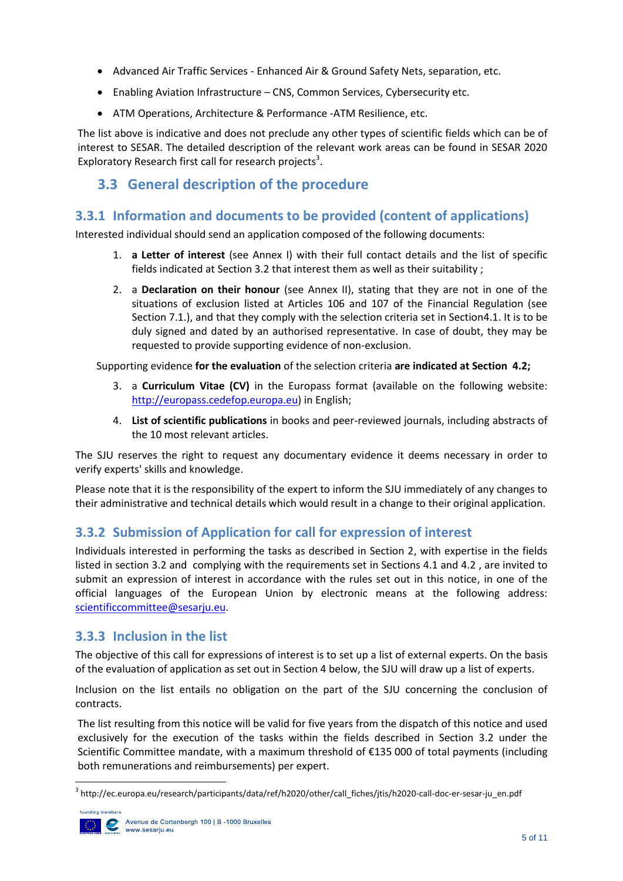- Advanced Air Traffic Services - Enhanced Air & Ground Safety Nets, separation, etc.
- Enabling Aviation Infrastructure – CNS, Common Services, Cybersecurity etc.
- ATM Operations, Architecture & Performance -ATM Resilience, etc.

The list above is indicative and does not preclude any other types of scientific fields which can be of interest to SESAR. The detailed description of the relevant work areas can be found in SESAR 2020 Exploratory Research first call for research projects[3].

## 3.3 General description of the procedure

### 3.3.1 Information and documents to be provided (content of applications)

Interested individual should send an application composed of the following documents:

1. **a Letter of interest** (see Annex I) with their full contact details and the list of specific fields indicated at Section 3.2 that interest them as well as their suitability ;
2. a **Declaration on their honour** (see Annex II), stating that they are not in one of the situations of exclusion listed at Articles 106 and 107 of the Financial Regulation (see Section 7.1.), and that they comply with the selection criteria set in Section4.1. It is to be duly signed and dated by an authorised representative. In case of doubt, they may be requested to provide supporting evidence of non-exclusion.

Supporting evidence **for the evaluation** of the selection criteria **are indicated at Section 4.2;**

3. a **Curriculum Vitae (CV)** in the Europass format (available on the following website: http://europass.cedefop.europa.eu) in English;
4. **List of scientific publications** in books and peer-reviewed journals, including abstracts of the 10 most relevant articles.

The SJU reserves the right to request any documentary evidence it deems necessary in order to verify experts' skills and knowledge.

Please note that it is the responsibility of the expert to inform the SJU immediately of any changes to their administrative and technical details which would result in a change to their original application.

### 3.3.2 Submission of Application for call for expression of interest

Individuals interested in performing the tasks as described in Section 2, with expertise in the fields listed in section 3.2 and complying with the requirements set in Sections 4.1 and 4.2 , are invited to submit an expression of interest in accordance with the rules set out in this notice, in one of the official languages of the European Union by electronic means at the following address: scientificcommittee@sesarju.eu.

### 3.3.3 Inclusion in the list

The objective of this call for expressions of interest is to set up a list of external experts. On the basis of the evaluation of application as set out in Section 4 below, the SJU will draw up a list of experts.

Inclusion on the list entails no obligation on the part of the SJU concerning the conclusion of contracts.

The list resulting from this notice will be valid for five years from the dispatch of this notice and used exclusively for the execution of the tasks within the fields described in Section 3.2 under the Scientific Committee mandate, with a maximum threshold of €135 000 of total payments (including both remunerations and reimbursements) per expert.

[3] http://ec.europa.eu/research/participants/data/ref/h2020/other/call_fiches/jtis/h2020-call-doc-er-sesar-ju_en.pdf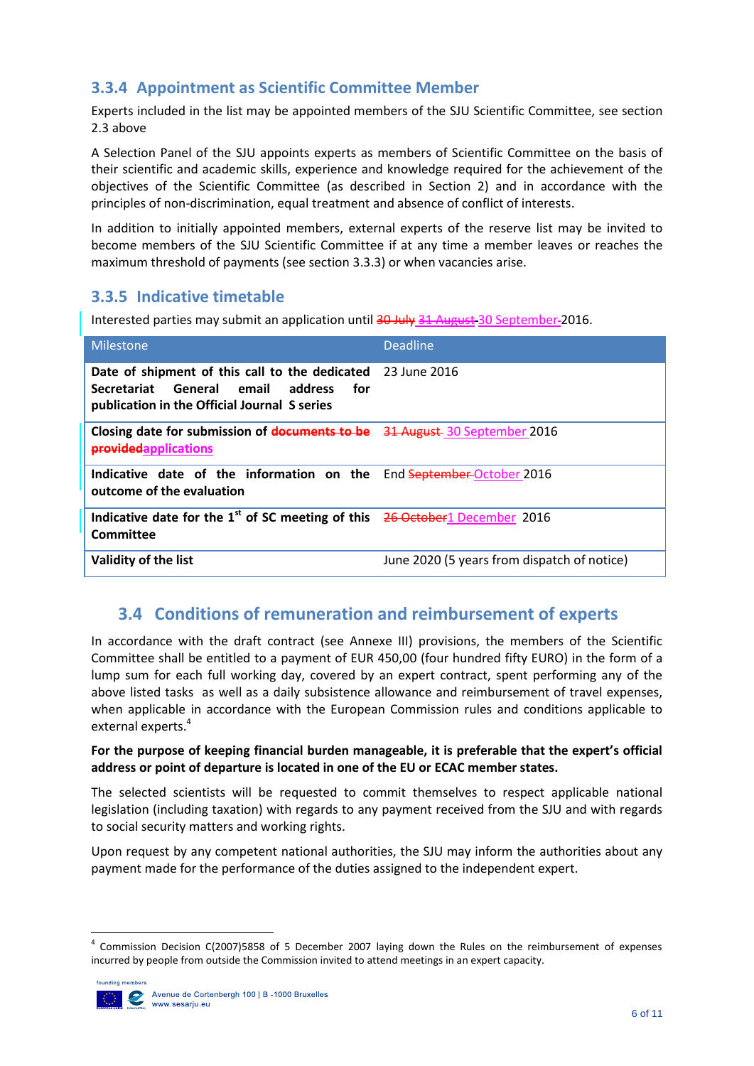### 3.3.4 Appointment as Scientific Committee Member

Experts included in the list may be appointed members of the SJU Scientific Committee, see section 2.3 above

A Selection Panel of the SJU appoints experts as members of Scientific Committee on the basis of their scientific and academic skills, experience and knowledge required for the achievement of the objectives of the Scientific Committee (as described in Section 2) and in accordance with the principles of non-discrimination, equal treatment and absence of conflict of interests.

In addition to initially appointed members, external experts of the reserve list may be invited to become members of the SJU Scientific Committee if at any time a member leaves or reaches the maximum threshold of payments (see section 3.3.3) or when vacancies arise.

### 3.3.5 Indicative timetable

Interested parties may submit an application until ~~30 July~~ ~~31 August~~ 30 September 2016.

| Milestone | Deadline |
|---|---|
| **Date of shipment of this call to the dedicated Secretariat General email address for publication in the Official Journal S series** | 23 June 2016 |
| **Closing date for submission of ~~documents to be provided~~applications** | ~~31 August~~ 30 September 2016 |
| **Indicative date of the information on the outcome of the evaluation** | End ~~September~~ October 2016 |
| **Indicative date for the 1st of SC meeting of this Committee** | ~~26 October~~1 December 2016 |
| **Validity of the list** | June 2020 (5 years from dispatch of notice) |

## 3.4 Conditions of remuneration and reimbursement of experts

In accordance with the draft contract (see Annexe III) provisions, the members of the Scientific Committee shall be entitled to a payment of EUR 450,00 (four hundred fifty EURO) in the form of a lump sum for each full working day, covered by an expert contract, spent performing any of the above listed tasks as well as a daily subsistence allowance and reimbursement of travel expenses, when applicable in accordance with the European Commission rules and conditions applicable to external experts.[4]

**For the purpose of keeping financial burden manageable, it is preferable that the expert's official address or point of departure is located in one of the EU or ECAC member states.**

The selected scientists will be requested to commit themselves to respect applicable national legislation (including taxation) with regards to any payment received from the SJU and with regards to social security matters and working rights.

Upon request by any competent national authorities, the SJU may inform the authorities about any payment made for the performance of the duties assigned to the independent expert.

[4] Commission Decision C(2007)5858 of 5 December 2007 laying down the Rules on the reimbursement of expenses incurred by people from outside the Commission invited to attend meetings in an expert capacity.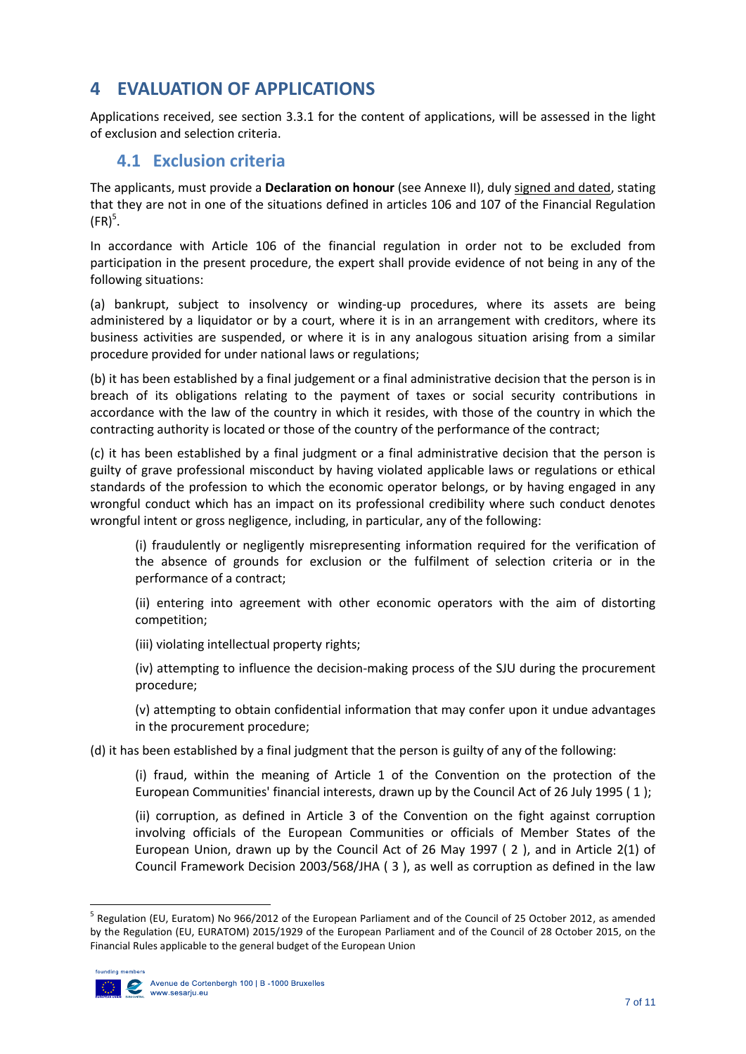# 4 EVALUATION OF APPLICATIONS

Applications received, see section 3.3.1 for the content of applications, will be assessed in the light of exclusion and selection criteria.

## 4.1 Exclusion criteria

The applicants, must provide a **Declaration on honour** (see Annexe II), duly signed and dated, stating that they are not in one of the situations defined in articles 106 and 107 of the Financial Regulation (FR)[5].

In accordance with Article 106 of the financial regulation in order not to be excluded from participation in the present procedure, the expert shall provide evidence of not being in any of the following situations:

(a) bankrupt, subject to insolvency or winding-up procedures, where its assets are being administered by a liquidator or by a court, where it is in an arrangement with creditors, where its business activities are suspended, or where it is in any analogous situation arising from a similar procedure provided for under national laws or regulations;

(b) it has been established by a final judgement or a final administrative decision that the person is in breach of its obligations relating to the payment of taxes or social security contributions in accordance with the law of the country in which it resides, with those of the country in which the contracting authority is located or those of the country of the performance of the contract;

(c) it has been established by a final judgment or a final administrative decision that the person is guilty of grave professional misconduct by having violated applicable laws or regulations or ethical standards of the profession to which the economic operator belongs, or by having engaged in any wrongful conduct which has an impact on its professional credibility where such conduct denotes wrongful intent or gross negligence, including, in particular, any of the following:

> (i) fraudulently or negligently misrepresenting information required for the verification of the absence of grounds for exclusion or the fulfilment of selection criteria or in the performance of a contract;
>
> (ii) entering into agreement with other economic operators with the aim of distorting competition;
>
> (iii) violating intellectual property rights;
>
> (iv) attempting to influence the decision-making process of the SJU during the procurement procedure;
>
> (v) attempting to obtain confidential information that may confer upon it undue advantages in the procurement procedure;

(d) it has been established by a final judgment that the person is guilty of any of the following:

> (i) fraud, within the meaning of Article 1 of the Convention on the protection of the European Communities' financial interests, drawn up by the Council Act of 26 July 1995 ( 1 );
>
> (ii) corruption, as defined in Article 3 of the Convention on the fight against corruption involving officials of the European Communities or officials of Member States of the European Union, drawn up by the Council Act of 26 May 1997 ( 2 ), and in Article 2(1) of Council Framework Decision 2003/568/JHA ( 3 ), as well as corruption as defined in the law

---

[5] Regulation (EU, Euratom) No 966/2012 of the European Parliament and of the Council of 25 October 2012, as amended by the Regulation (EU, EURATOM) 2015/1929 of the European Parliament and of the Council of 28 October 2015, on the Financial Rules applicable to the general budget of the European Union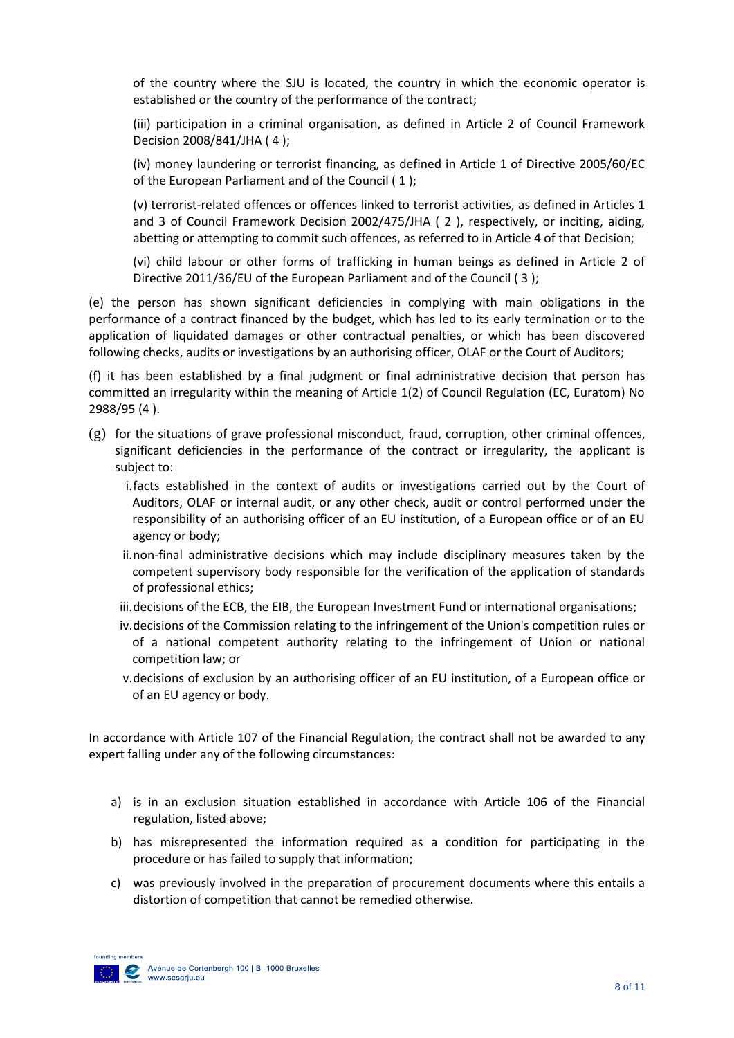of the country where the SJU is located, the country in which the economic operator is established or the country of the performance of the contract;

(iii) participation in a criminal organisation, as defined in Article 2 of Council Framework Decision 2008/841/JHA ( 4 );

(iv) money laundering or terrorist financing, as defined in Article 1 of Directive 2005/60/EC of the European Parliament and of the Council ( 1 );

(v) terrorist-related offences or offences linked to terrorist activities, as defined in Articles 1 and 3 of Council Framework Decision 2002/475/JHA ( 2 ), respectively, or inciting, aiding, abetting or attempting to commit such offences, as referred to in Article 4 of that Decision;

(vi) child labour or other forms of trafficking in human beings as defined in Article 2 of Directive 2011/36/EU of the European Parliament and of the Council ( 3 );

(e) the person has shown significant deficiencies in complying with main obligations in the performance of a contract financed by the budget, which has led to its early termination or to the application of liquidated damages or other contractual penalties, or which has been discovered following checks, audits or investigations by an authorising officer, OLAF or the Court of Auditors;

(f) it has been established by a final judgment or final administrative decision that person has committed an irregularity within the meaning of Article 1(2) of Council Regulation (EC, Euratom) No 2988/95 (4 ).

(g) for the situations of grave professional misconduct, fraud, corruption, other criminal offences, significant deficiencies in the performance of the contract or irregularity, the applicant is subject to:

i. facts established in the context of audits or investigations carried out by the Court of Auditors, OLAF or internal audit, or any other check, audit or control performed under the responsibility of an authorising officer of an EU institution, of a European office or of an EU agency or body;

ii. non-final administrative decisions which may include disciplinary measures taken by the competent supervisory body responsible for the verification of the application of standards of professional ethics;

iii. decisions of the ECB, the EIB, the European Investment Fund or international organisations;

iv. decisions of the Commission relating to the infringement of the Union's competition rules or of a national competent authority relating to the infringement of Union or national competition law; or

v. decisions of exclusion by an authorising officer of an EU institution, of a European office or of an EU agency or body.

In accordance with Article 107 of the Financial Regulation, the contract shall not be awarded to any expert falling under any of the following circumstances:

a) is in an exclusion situation established in accordance with Article 106 of the Financial regulation, listed above;

b) has misrepresented the information required as a condition for participating in the procedure or has failed to supply that information;

c) was previously involved in the preparation of procurement documents where this entails a distortion of competition that cannot be remedied otherwise.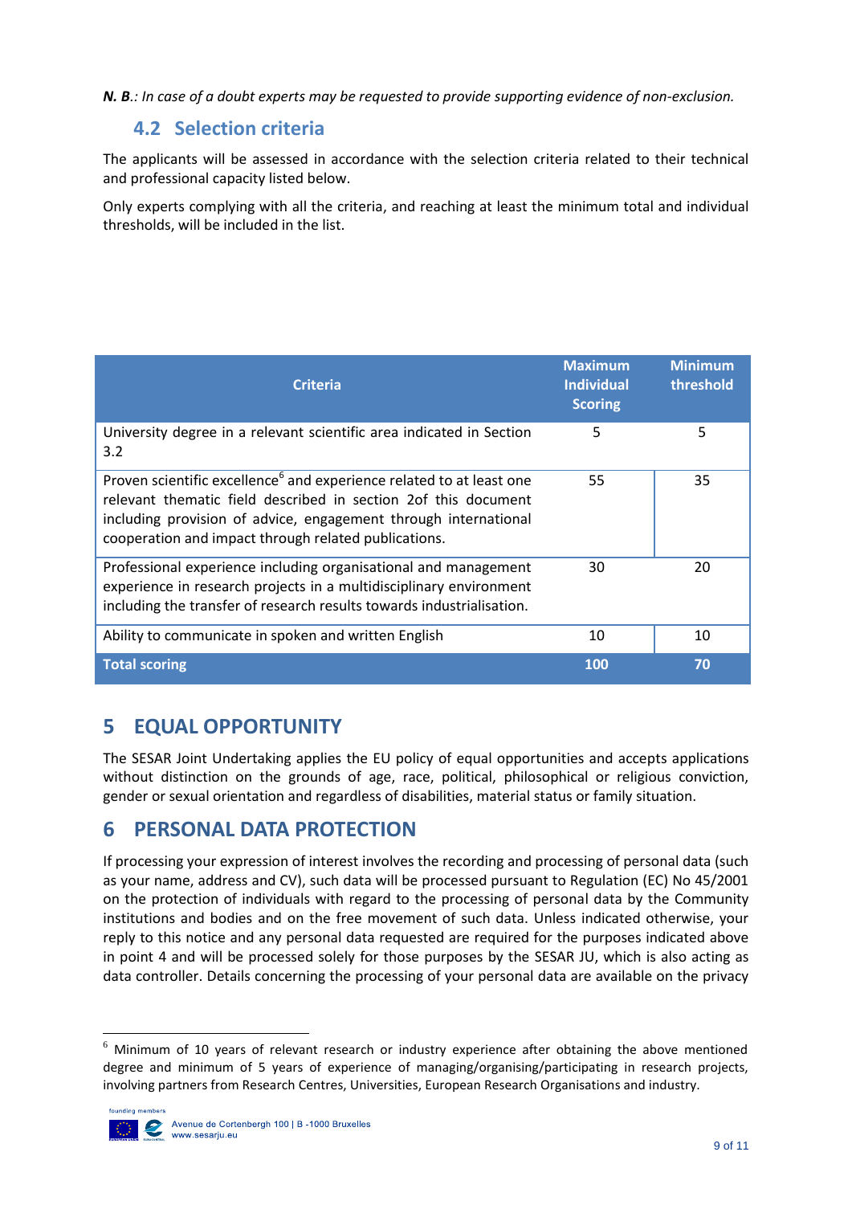***N. B.**: In case of a doubt experts may be requested to provide supporting evidence of non-exclusion.*

### 4.2 Selection criteria

The applicants will be assessed in accordance with the selection criteria related to their technical and professional capacity listed below.

Only experts complying with all the criteria, and reaching at least the minimum total and individual thresholds, will be included in the list.

| Criteria | Maximum Individual Scoring | Minimum threshold |
|---|---|---|
| University degree in a relevant scientific area indicated in Section 3.2 | 5 | 5 |
| Proven scientific excellence[6] and experience related to at least one relevant thematic field described in section 2of this document including provision of advice, engagement through international cooperation and impact through related publications. | 55 | 35 |
| Professional experience including organisational and management experience in research projects in a multidisciplinary environment including the transfer of research results towards industrialisation. | 30 | 20 |
| Ability to communicate in spoken and written English | 10 | 10 |
| **Total scoring** | **100** | **70** |

## 5 EQUAL OPPORTUNITY

The SESAR Joint Undertaking applies the EU policy of equal opportunities and accepts applications without distinction on the grounds of age, race, political, philosophical or religious conviction, gender or sexual orientation and regardless of disabilities, material status or family situation.

## 6 PERSONAL DATA PROTECTION

If processing your expression of interest involves the recording and processing of personal data (such as your name, address and CV), such data will be processed pursuant to Regulation (EC) No 45/2001 on the protection of individuals with regard to the processing of personal data by the Community institutions and bodies and on the free movement of such data. Unless indicated otherwise, your reply to this notice and any personal data requested are required for the purposes indicated above in point 4 and will be processed solely for those purposes by the SESAR JU, which is also acting as data controller. Details concerning the processing of your personal data are available on the privacy

[6] Minimum of 10 years of relevant research or industry experience after obtaining the above mentioned degree and minimum of 5 years of experience of managing/organising/participating in research projects, involving partners from Research Centres, Universities, European Research Organisations and industry.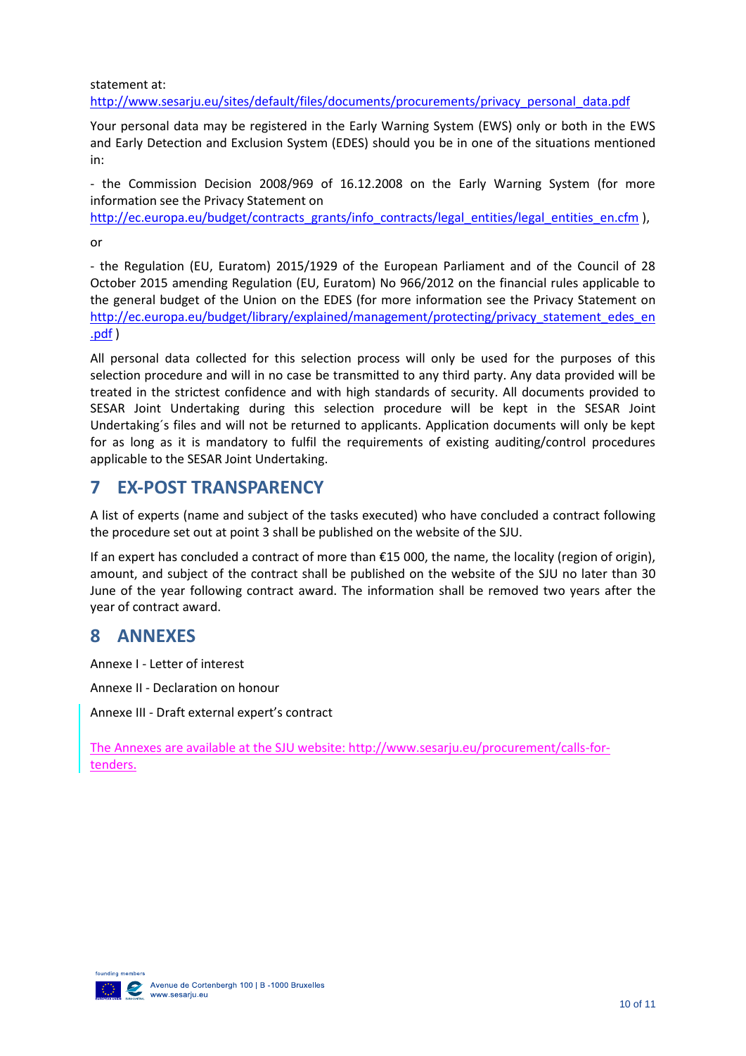statement at:
http://www.sesarju.eu/sites/default/files/documents/procurements/privacy_personal_data.pdf

Your personal data may be registered in the Early Warning System (EWS) only or both in the EWS and Early Detection and Exclusion System (EDES) should you be in one of the situations mentioned in:

- the Commission Decision 2008/969 of 16.12.2008 on the Early Warning System (for more information see the Privacy Statement on http://ec.europa.eu/budget/contracts_grants/info_contracts/legal_entities/legal_entities_en.cfm ),

or

- the Regulation (EU, Euratom) 2015/1929 of the European Parliament and of the Council of 28 October 2015 amending Regulation (EU, Euratom) No 966/2012 on the financial rules applicable to the general budget of the Union on the EDES (for more information see the Privacy Statement on http://ec.europa.eu/budget/library/explained/management/protecting/privacy_statement_edes_en.pdf )

All personal data collected for this selection process will only be used for the purposes of this selection procedure and will in no case be transmitted to any third party. Any data provided will be treated in the strictest confidence and with high standards of security. All documents provided to SESAR Joint Undertaking during this selection procedure will be kept in the SESAR Joint Undertaking´s files and will not be returned to applicants. Application documents will only be kept for as long as it is mandatory to fulfil the requirements of existing auditing/control procedures applicable to the SESAR Joint Undertaking.

# 7 EX-POST TRANSPARENCY

A list of experts (name and subject of the tasks executed) who have concluded a contract following the procedure set out at point 3 shall be published on the website of the SJU.

If an expert has concluded a contract of more than €15 000, the name, the locality (region of origin), amount, and subject of the contract shall be published on the website of the SJU no later than 30 June of the year following contract award. The information shall be removed two years after the year of contract award.

# 8 ANNEXES

Annexe I - Letter of interest

Annexe II - Declaration on honour

Annexe III - Draft external expert's contract

The Annexes are available at the SJU website: http://www.sesarju.eu/procurement/calls-for-tenders.